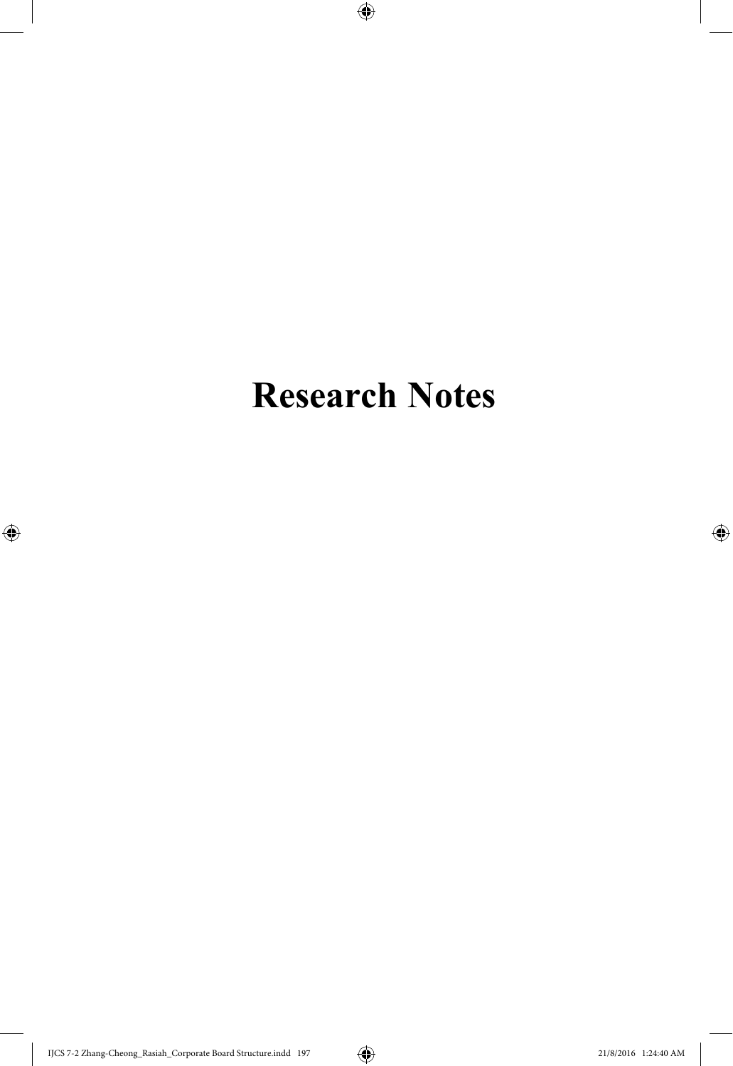# Research Notes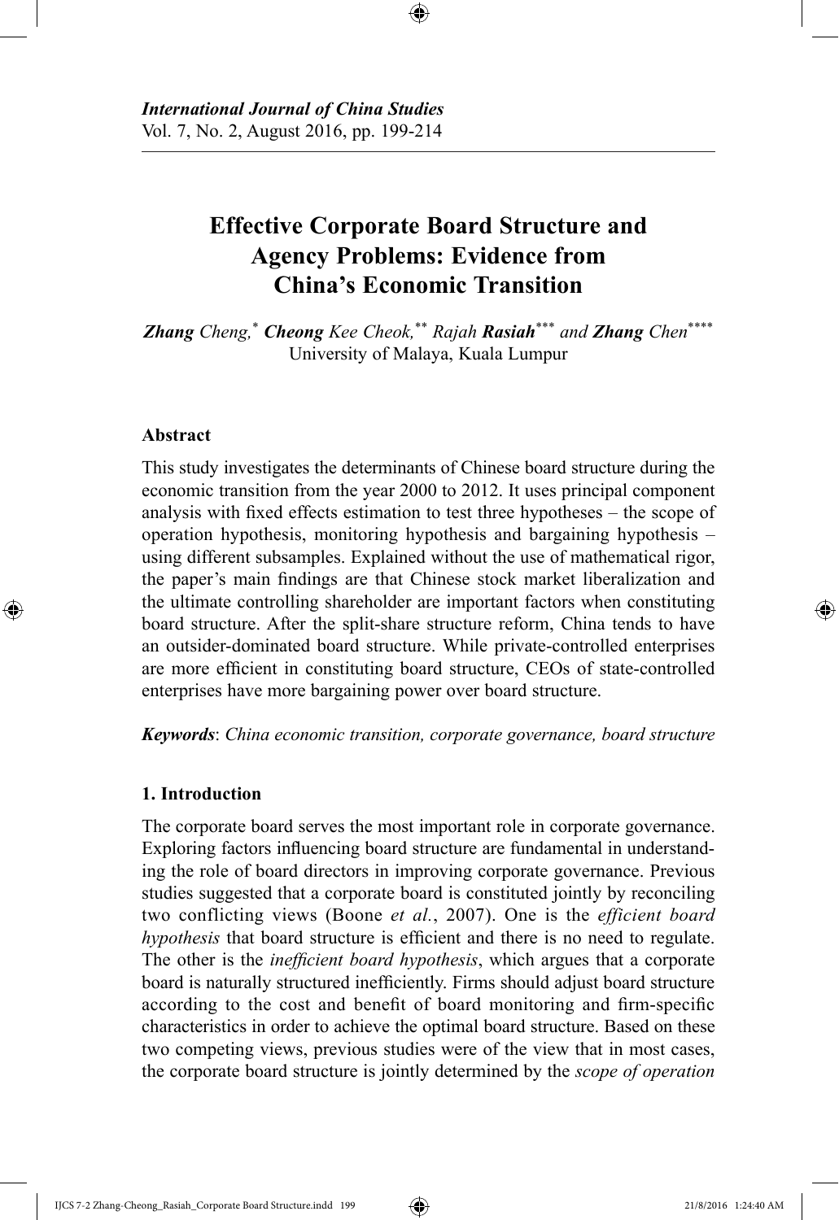*International Journal of China Studies*
Vol. 7, No. 2, August 2016, pp. 199-214

# Effective Corporate Board Structure and Agency Problems: Evidence from China's Economic Transition

***Zhang** Cheng,*[*] ***Cheong** Kee Cheok,*[**] *Rajah* ***Rasiah***[***] *and* ***Zhang** Chen*[****]
University of Malaya, Kuala Lumpur

### Abstract

This study investigates the determinants of Chinese board structure during the economic transition from the year 2000 to 2012. It uses principal component analysis with fixed effects estimation to test three hypotheses – the scope of operation hypothesis, monitoring hypothesis and bargaining hypothesis – using different subsamples. Explained without the use of mathematical rigor, the paper's main findings are that Chinese stock market liberalization and the ultimate controlling shareholder are important factors when constituting board structure. After the split-share structure reform, China tends to have an outsider-dominated board structure. While private-controlled enterprises are more efficient in constituting board structure, CEOs of state-controlled enterprises have more bargaining power over board structure.

***Keywords***: *China economic transition, corporate governance, board structure*

## 1. Introduction

The corporate board serves the most important role in corporate governance. Exploring factors influencing board structure are fundamental in understanding the role of board directors in improving corporate governance. Previous studies suggested that a corporate board is constituted jointly by reconciling two conflicting views (Boone *et al.*, 2007). One is the *efficient board hypothesis* that board structure is efficient and there is no need to regulate. The other is the *inefficient board hypothesis*, which argues that a corporate board is naturally structured inefficiently. Firms should adjust board structure according to the cost and benefit of board monitoring and firm-specific characteristics in order to achieve the optimal board structure. Based on these two competing views, previous studies were of the view that in most cases, the corporate board structure is jointly determined by the *scope of operation*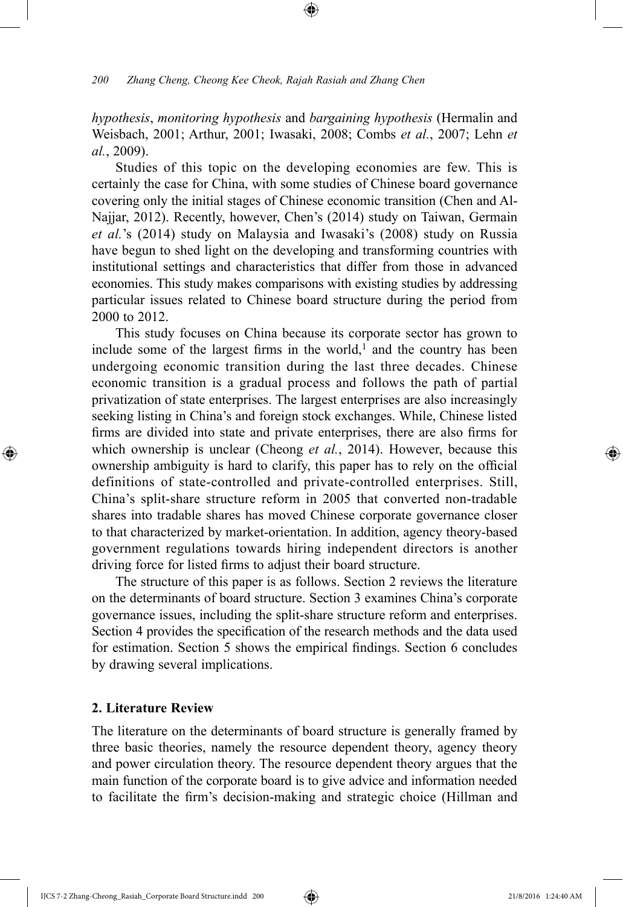*hypothesis*, *monitoring hypothesis* and *bargaining hypothesis* (Hermalin and Weisbach, 2001; Arthur, 2001; Iwasaki, 2008; Combs *et al.*, 2007; Lehn *et al.*, 2009).

Studies of this topic on the developing economies are few. This is certainly the case for China, with some studies of Chinese board governance covering only the initial stages of Chinese economic transition (Chen and Al-Najjar, 2012). Recently, however, Chen's (2014) study on Taiwan, Germain *et al.*'s (2014) study on Malaysia and Iwasaki's (2008) study on Russia have begun to shed light on the developing and transforming countries with institutional settings and characteristics that differ from those in advanced economies. This study makes comparisons with existing studies by addressing particular issues related to Chinese board structure during the period from 2000 to 2012.

This study focuses on China because its corporate sector has grown to include some of the largest firms in the world,[1] and the country has been undergoing economic transition during the last three decades. Chinese economic transition is a gradual process and follows the path of partial privatization of state enterprises. The largest enterprises are also increasingly seeking listing in China's and foreign stock exchanges. While, Chinese listed firms are divided into state and private enterprises, there are also firms for which ownership is unclear (Cheong *et al.*, 2014). However, because this ownership ambiguity is hard to clarify, this paper has to rely on the official definitions of state-controlled and private-controlled enterprises. Still, China's split-share structure reform in 2005 that converted non-tradable shares into tradable shares has moved Chinese corporate governance closer to that characterized by market-orientation. In addition, agency theory-based government regulations towards hiring independent directors is another driving force for listed firms to adjust their board structure.

The structure of this paper is as follows. Section 2 reviews the literature on the determinants of board structure. Section 3 examines China's corporate governance issues, including the split-share structure reform and enterprises. Section 4 provides the specification of the research methods and the data used for estimation. Section 5 shows the empirical findings. Section 6 concludes by drawing several implications.

## 2. Literature Review

The literature on the determinants of board structure is generally framed by three basic theories, namely the resource dependent theory, agency theory and power circulation theory. The resource dependent theory argues that the main function of the corporate board is to give advice and information needed to facilitate the firm's decision-making and strategic choice (Hillman and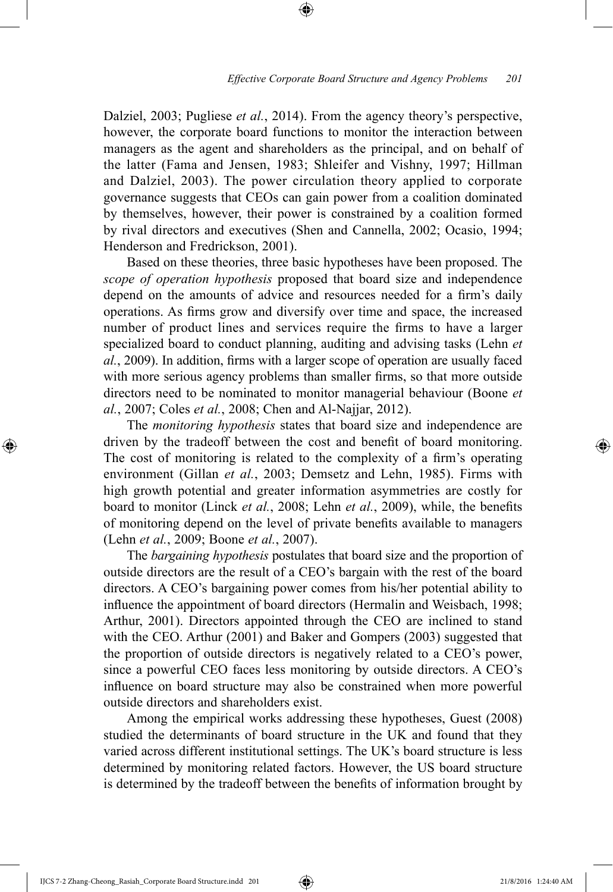Dalziel, 2003; Pugliese *et al.*, 2014). From the agency theory's perspective, however, the corporate board functions to monitor the interaction between managers as the agent and shareholders as the principal, and on behalf of the latter (Fama and Jensen, 1983; Shleifer and Vishny, 1997; Hillman and Dalziel, 2003). The power circulation theory applied to corporate governance suggests that CEOs can gain power from a coalition dominated by themselves, however, their power is constrained by a coalition formed by rival directors and executives (Shen and Cannella, 2002; Ocasio, 1994; Henderson and Fredrickson, 2001).

Based on these theories, three basic hypotheses have been proposed. The *scope of operation hypothesis* proposed that board size and independence depend on the amounts of advice and resources needed for a firm's daily operations. As firms grow and diversify over time and space, the increased number of product lines and services require the firms to have a larger specialized board to conduct planning, auditing and advising tasks (Lehn *et al.*, 2009). In addition, firms with a larger scope of operation are usually faced with more serious agency problems than smaller firms, so that more outside directors need to be nominated to monitor managerial behaviour (Boone *et al.*, 2007; Coles *et al.*, 2008; Chen and Al-Najjar, 2012).

The *monitoring hypothesis* states that board size and independence are driven by the tradeoff between the cost and benefit of board monitoring. The cost of monitoring is related to the complexity of a firm's operating environment (Gillan *et al.*, 2003; Demsetz and Lehn, 1985). Firms with high growth potential and greater information asymmetries are costly for board to monitor (Linck *et al.*, 2008; Lehn *et al.*, 2009), while, the benefits of monitoring depend on the level of private benefits available to managers (Lehn *et al.*, 2009; Boone *et al.*, 2007).

The *bargaining hypothesis* postulates that board size and the proportion of outside directors are the result of a CEO's bargain with the rest of the board directors. A CEO's bargaining power comes from his/her potential ability to influence the appointment of board directors (Hermalin and Weisbach, 1998; Arthur, 2001). Directors appointed through the CEO are inclined to stand with the CEO. Arthur (2001) and Baker and Gompers (2003) suggested that the proportion of outside directors is negatively related to a CEO's power, since a powerful CEO faces less monitoring by outside directors. A CEO's influence on board structure may also be constrained when more powerful outside directors and shareholders exist.

Among the empirical works addressing these hypotheses, Guest (2008) studied the determinants of board structure in the UK and found that they varied across different institutional settings. The UK's board structure is less determined by monitoring related factors. However, the US board structure is determined by the tradeoff between the benefits of information brought by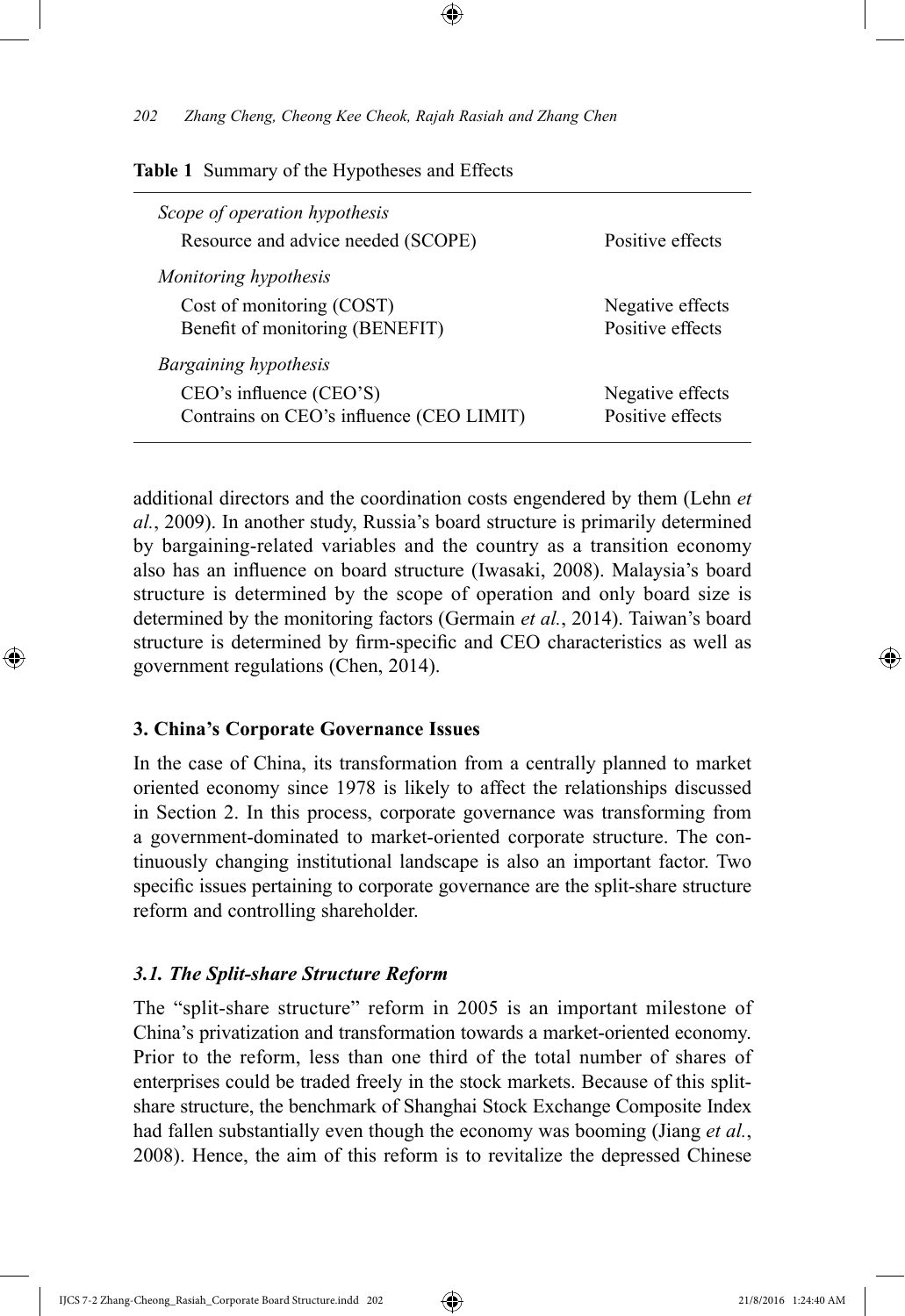**Table 1** Summary of the Hypotheses and Effects

| | |
|---|---|
| *Scope of operation hypothesis* | |
| Resource and advice needed (SCOPE) | Positive effects |
| *Monitoring hypothesis* | |
| Cost of monitoring (COST) | Negative effects |
| Benefit of monitoring (BENEFIT) | Positive effects |
| *Bargaining hypothesis* | |
| CEO's influence (CEO'S) | Negative effects |
| Contrains on CEO's influence (CEO LIMIT) | Positive effects |

additional directors and the coordination costs engendered by them (Lehn *et al.*, 2009). In another study, Russia's board structure is primarily determined by bargaining-related variables and the country as a transition economy also has an influence on board structure (Iwasaki, 2008). Malaysia's board structure is determined by the scope of operation and only board size is determined by the monitoring factors (Germain *et al.*, 2014). Taiwan's board structure is determined by firm-specific and CEO characteristics as well as government regulations (Chen, 2014).

## 3. China's Corporate Governance Issues

In the case of China, its transformation from a centrally planned to market oriented economy since 1978 is likely to affect the relationships discussed in Section 2. In this process, corporate governance was transforming from a government-dominated to market-oriented corporate structure. The continuously changing institutional landscape is also an important factor. Two specific issues pertaining to corporate governance are the split-share structure reform and controlling shareholder.

### *3.1. The Split-share Structure Reform*

The "split-share structure" reform in 2005 is an important milestone of China's privatization and transformation towards a market-oriented economy. Prior to the reform, less than one third of the total number of shares of enterprises could be traded freely in the stock markets. Because of this split-share structure, the benchmark of Shanghai Stock Exchange Composite Index had fallen substantially even though the economy was booming (Jiang *et al.*, 2008). Hence, the aim of this reform is to revitalize the depressed Chinese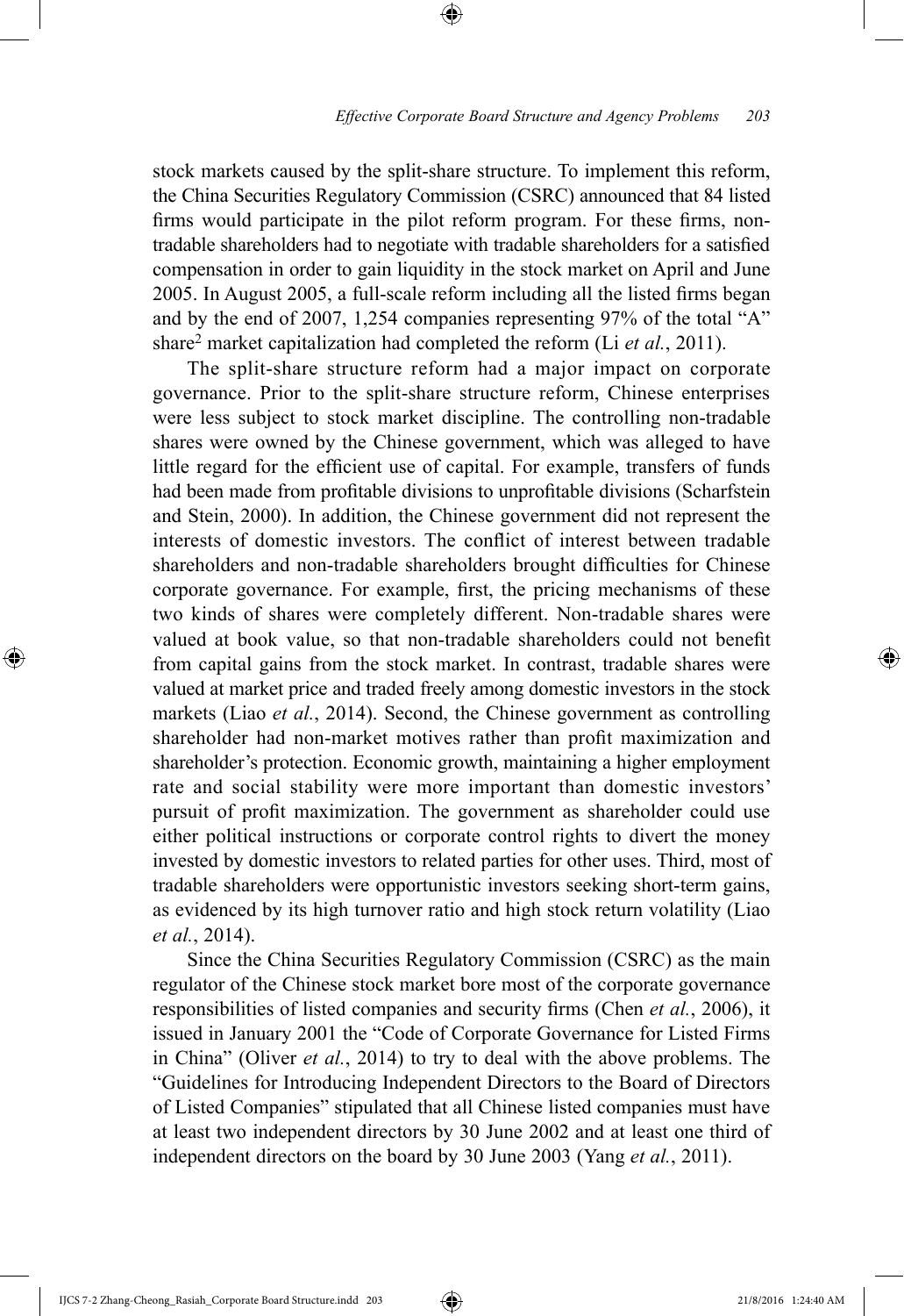stock markets caused by the split-share structure. To implement this reform, the China Securities Regulatory Commission (CSRC) announced that 84 listed firms would participate in the pilot reform program. For these firms, non-tradable shareholders had to negotiate with tradable shareholders for a satisfied compensation in order to gain liquidity in the stock market on April and June 2005. In August 2005, a full-scale reform including all the listed firms began and by the end of 2007, 1,254 companies representing 97% of the total "A" share[2] market capitalization had completed the reform (Li *et al.*, 2011).

The split-share structure reform had a major impact on corporate governance. Prior to the split-share structure reform, Chinese enterprises were less subject to stock market discipline. The controlling non-tradable shares were owned by the Chinese government, which was alleged to have little regard for the efficient use of capital. For example, transfers of funds had been made from profitable divisions to unprofitable divisions (Scharfstein and Stein, 2000). In addition, the Chinese government did not represent the interests of domestic investors. The conflict of interest between tradable shareholders and non-tradable shareholders brought difficulties for Chinese corporate governance. For example, first, the pricing mechanisms of these two kinds of shares were completely different. Non-tradable shares were valued at book value, so that non-tradable shareholders could not benefit from capital gains from the stock market. In contrast, tradable shares were valued at market price and traded freely among domestic investors in the stock markets (Liao *et al.*, 2014). Second, the Chinese government as controlling shareholder had non-market motives rather than profit maximization and shareholder's protection. Economic growth, maintaining a higher employment rate and social stability were more important than domestic investors' pursuit of profit maximization. The government as shareholder could use either political instructions or corporate control rights to divert the money invested by domestic investors to related parties for other uses. Third, most of tradable shareholders were opportunistic investors seeking short-term gains, as evidenced by its high turnover ratio and high stock return volatility (Liao *et al.*, 2014).

Since the China Securities Regulatory Commission (CSRC) as the main regulator of the Chinese stock market bore most of the corporate governance responsibilities of listed companies and security firms (Chen *et al.*, 2006), it issued in January 2001 the "Code of Corporate Governance for Listed Firms in China" (Oliver *et al.*, 2014) to try to deal with the above problems. The "Guidelines for Introducing Independent Directors to the Board of Directors of Listed Companies" stipulated that all Chinese listed companies must have at least two independent directors by 30 June 2002 and at least one third of independent directors on the board by 30 June 2003 (Yang *et al.*, 2011).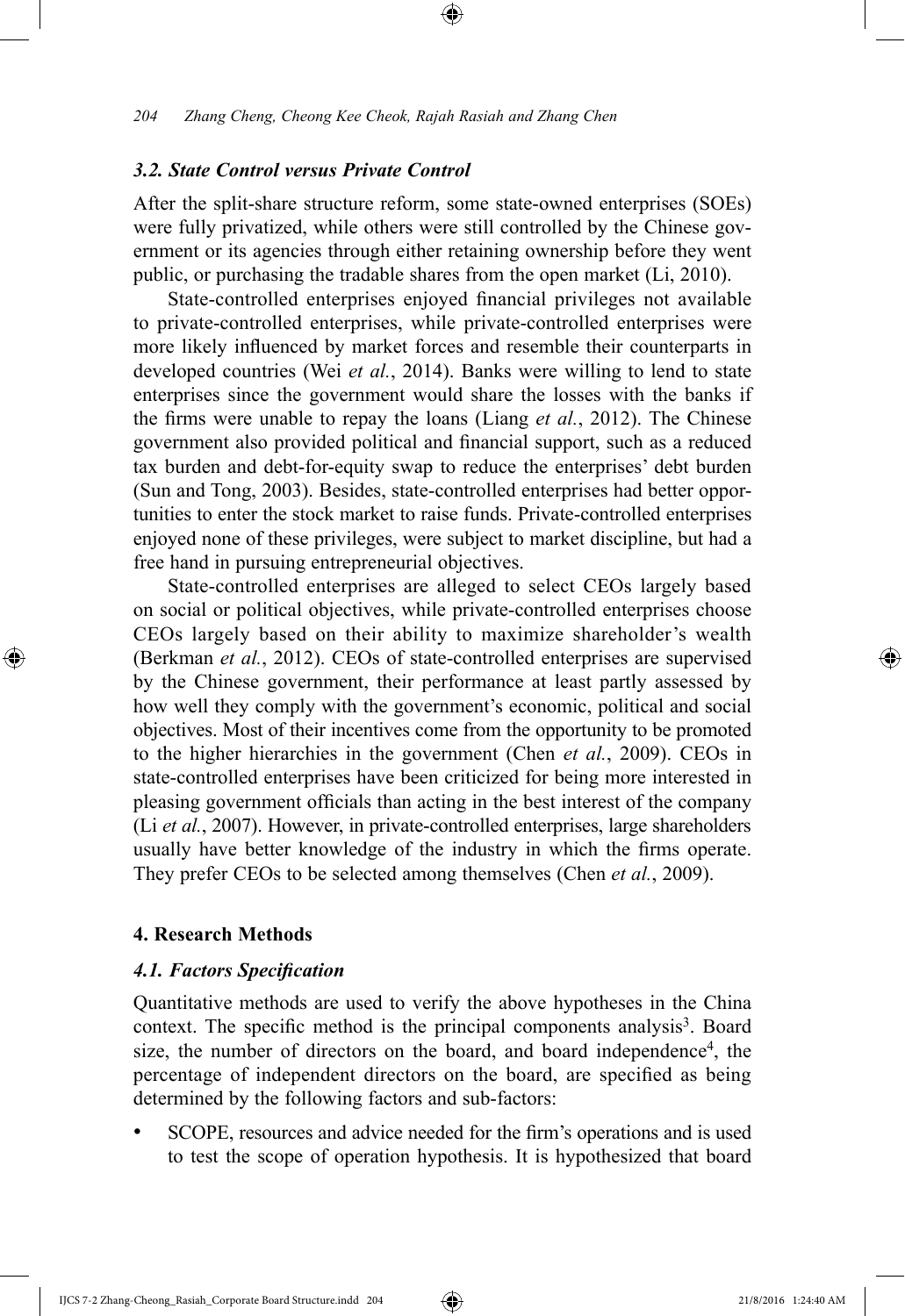### *3.2. State Control versus Private Control*

After the split-share structure reform, some state-owned enterprises (SOEs) were fully privatized, while others were still controlled by the Chinese government or its agencies through either retaining ownership before they went public, or purchasing the tradable shares from the open market (Li, 2010).

State-controlled enterprises enjoyed financial privileges not available to private-controlled enterprises, while private-controlled enterprises were more likely influenced by market forces and resemble their counterparts in developed countries (Wei *et al.*, 2014). Banks were willing to lend to state enterprises since the government would share the losses with the banks if the firms were unable to repay the loans (Liang *et al.*, 2012). The Chinese government also provided political and financial support, such as a reduced tax burden and debt-for-equity swap to reduce the enterprises' debt burden (Sun and Tong, 2003). Besides, state-controlled enterprises had better opportunities to enter the stock market to raise funds. Private-controlled enterprises enjoyed none of these privileges, were subject to market discipline, but had a free hand in pursuing entrepreneurial objectives.

State-controlled enterprises are alleged to select CEOs largely based on social or political objectives, while private-controlled enterprises choose CEOs largely based on their ability to maximize shareholder's wealth (Berkman *et al.*, 2012). CEOs of state-controlled enterprises are supervised by the Chinese government, their performance at least partly assessed by how well they comply with the government's economic, political and social objectives. Most of their incentives come from the opportunity to be promoted to the higher hierarchies in the government (Chen *et al.*, 2009). CEOs in state-controlled enterprises have been criticized for being more interested in pleasing government officials than acting in the best interest of the company (Li *et al.*, 2007). However, in private-controlled enterprises, large shareholders usually have better knowledge of the industry in which the firms operate. They prefer CEOs to be selected among themselves (Chen *et al.*, 2009).

## 4. Research Methods

### *4.1. Factors Specification*

Quantitative methods are used to verify the above hypotheses in the China context. The specific method is the principal components analysis[3]. Board size, the number of directors on the board, and board independence[4], the percentage of independent directors on the board, are specified as being determined by the following factors and sub-factors:

- SCOPE, resources and advice needed for the firm's operations and is used to test the scope of operation hypothesis. It is hypothesized that board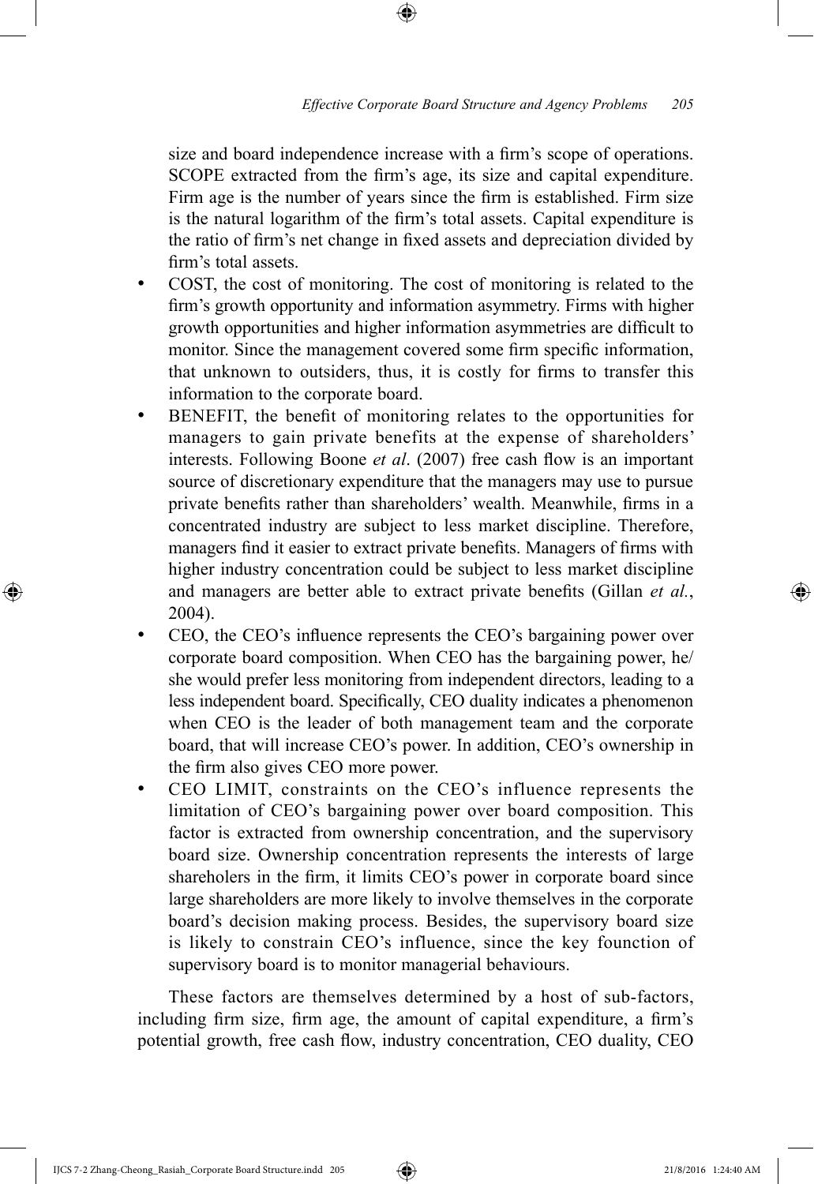size and board independence increase with a firm's scope of operations. SCOPE extracted from the firm's age, its size and capital expenditure. Firm age is the number of years since the firm is established. Firm size is the natural logarithm of the firm's total assets. Capital expenditure is the ratio of firm's net change in fixed assets and depreciation divided by firm's total assets.

- COST, the cost of monitoring. The cost of monitoring is related to the firm's growth opportunity and information asymmetry. Firms with higher growth opportunities and higher information asymmetries are difficult to monitor. Since the management covered some firm specific information, that unknown to outsiders, thus, it is costly for firms to transfer this information to the corporate board.
- BENEFIT, the benefit of monitoring relates to the opportunities for managers to gain private benefits at the expense of shareholders' interests. Following Boone *et al*. (2007) free cash flow is an important source of discretionary expenditure that the managers may use to pursue private benefits rather than shareholders' wealth. Meanwhile, firms in a concentrated industry are subject to less market discipline. Therefore, managers find it easier to extract private benefits. Managers of firms with higher industry concentration could be subject to less market discipline and managers are better able to extract private benefits (Gillan *et al.*, 2004).
- CEO, the CEO's influence represents the CEO's bargaining power over corporate board composition. When CEO has the bargaining power, he/she would prefer less monitoring from independent directors, leading to a less independent board. Specifically, CEO duality indicates a phenomenon when CEO is the leader of both management team and the corporate board, that will increase CEO's power. In addition, CEO's ownership in the firm also gives CEO more power.
- CEO LIMIT, constraints on the CEO's influence represents the limitation of CEO's bargaining power over board composition. This factor is extracted from ownership concentration, and the supervisory board size. Ownership concentration represents the interests of large shareholers in the firm, it limits CEO's power in corporate board since large shareholders are more likely to involve themselves in the corporate board's decision making process. Besides, the supervisory board size is likely to constrain CEO's influence, since the key founction of supervisory board is to monitor managerial behaviours.

These factors are themselves determined by a host of sub-factors, including firm size, firm age, the amount of capital expenditure, a firm's potential growth, free cash flow, industry concentration, CEO duality, CEO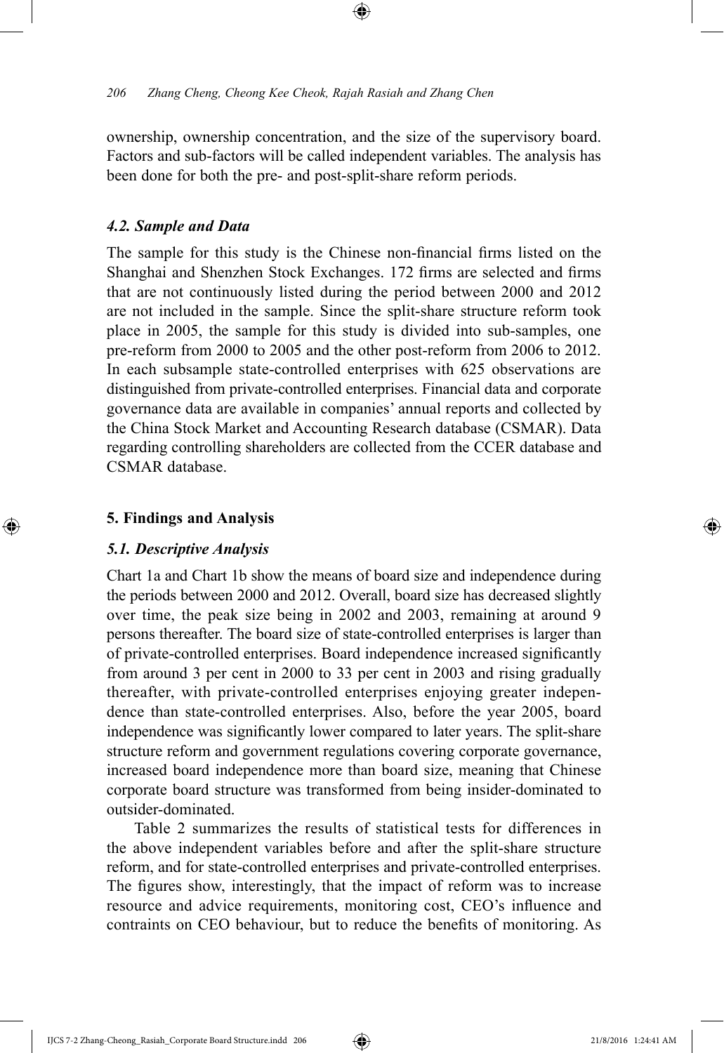ownership, ownership concentration, and the size of the supervisory board. Factors and sub-factors will be called independent variables. The analysis has been done for both the pre- and post-split-share reform periods.

### *4.2. Sample and Data*

The sample for this study is the Chinese non-financial firms listed on the Shanghai and Shenzhen Stock Exchanges. 172 firms are selected and firms that are not continuously listed during the period between 2000 and 2012 are not included in the sample. Since the split-share structure reform took place in 2005, the sample for this study is divided into sub-samples, one pre-reform from 2000 to 2005 and the other post-reform from 2006 to 2012. In each subsample state-controlled enterprises with 625 observations are distinguished from private-controlled enterprises. Financial data and corporate governance data are available in companies' annual reports and collected by the China Stock Market and Accounting Research database (CSMAR). Data regarding controlling shareholders are collected from the CCER database and CSMAR database.

## 5. Findings and Analysis

### *5.1. Descriptive Analysis*

Chart 1a and Chart 1b show the means of board size and independence during the periods between 2000 and 2012. Overall, board size has decreased slightly over time, the peak size being in 2002 and 2003, remaining at around 9 persons thereafter. The board size of state-controlled enterprises is larger than of private-controlled enterprises. Board independence increased significantly from around 3 per cent in 2000 to 33 per cent in 2003 and rising gradually thereafter, with private-controlled enterprises enjoying greater independence than state-controlled enterprises. Also, before the year 2005, board independence was significantly lower compared to later years. The split-share structure reform and government regulations covering corporate governance, increased board independence more than board size, meaning that Chinese corporate board structure was transformed from being insider-dominated to outsider-dominated.

Table 2 summarizes the results of statistical tests for differences in the above independent variables before and after the split-share structure reform, and for state-controlled enterprises and private-controlled enterprises. The figures show, interestingly, that the impact of reform was to increase resource and advice requirements, monitoring cost, CEO's influence and contraints on CEO behaviour, but to reduce the benefits of monitoring. As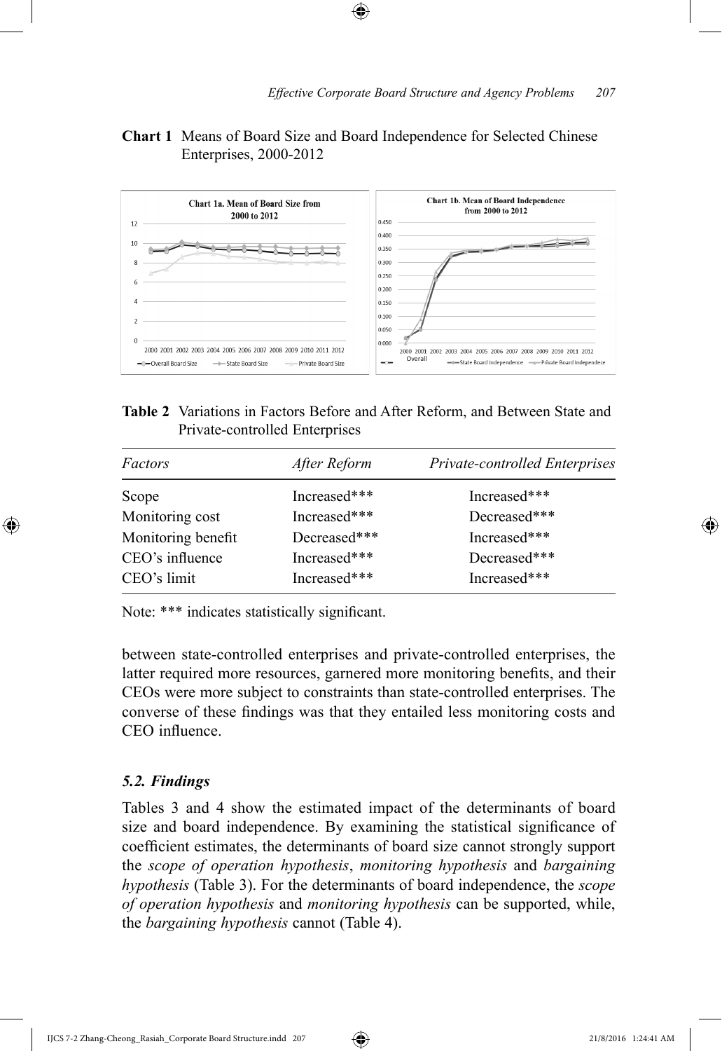**Chart 1** Means of Board Size and Board Independence for Selected Chinese Enterprises, 2000-2012

**Table 2** Variations in Factors Before and After Reform, and Between State and Private-controlled Enterprises

| *Factors* | *After Reform* | *Private-controlled Enterprises* |
|---|---|---|
| Scope | Increased*** | Increased*** |
| Monitoring cost | Increased*** | Decreased*** |
| Monitoring benefit | Decreased*** | Increased*** |
| CEO's influence | Increased*** | Decreased*** |
| CEO's limit | Increased*** | Increased*** |

Note: *** indicates statistically significant.

between state-controlled enterprises and private-controlled enterprises, the latter required more resources, garnered more monitoring benefits, and their CEOs were more subject to constraints than state-controlled enterprises. The converse of these findings was that they entailed less monitoring costs and CEO influence.

### *5.2. Findings*

Tables 3 and 4 show the estimated impact of the determinants of board size and board independence. By examining the statistical significance of coefficient estimates, the determinants of board size cannot strongly support the *scope of operation hypothesis*, *monitoring hypothesis* and *bargaining hypothesis* (Table 3). For the determinants of board independence, the *scope of operation hypothesis* and *monitoring hypothesis* can be supported, while, the *bargaining hypothesis* cannot (Table 4).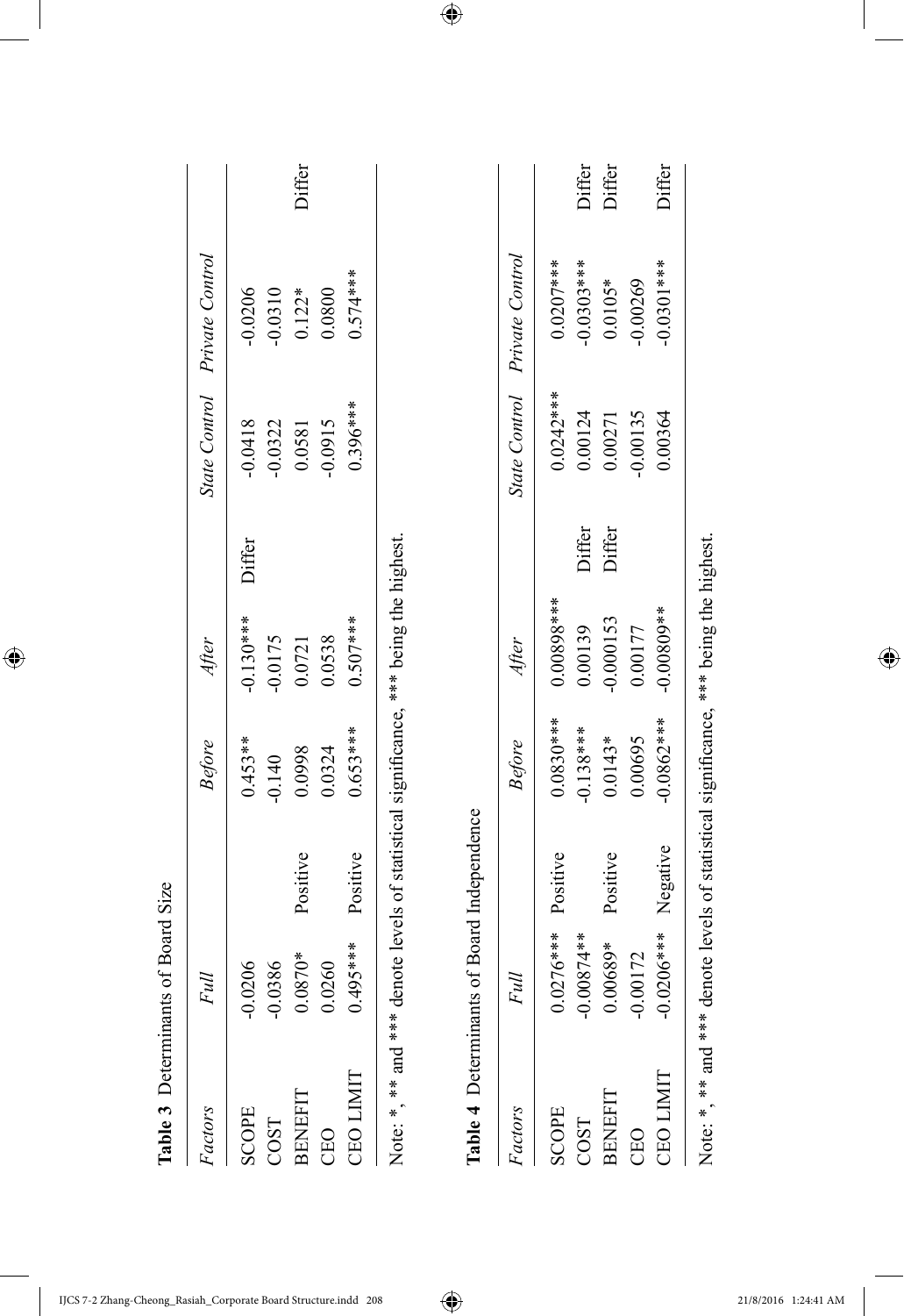**Table 3** Determinants of Board Size

| *Factors* | *Full* | | *Before* | *After* | | *State Control* | *Private Control* | |
|---|---|---|---|---|---|---|---|---|
| SCOPE | -0.0206 | | 0.453** | -0.130*** | Differ | -0.0418 | -0.0206 | |
| COST | -0.0386 | | -0.140 | -0.0175 | | -0.0322 | -0.0310 | |
| BENEFIT | 0.0870* | Positive | 0.0998 | 0.0721 | | 0.0581 | 0.122* | Differ |
| CEO | 0.0260 | | 0.0324 | 0.0538 | | -0.0915 | 0.0800 | |
| CEO LIMIT | 0.495*** | Positive | 0.653*** | 0.507*** | | 0.396*** | 0.574*** | |

Note: *, ** and *** denote levels of statistical significance, *** being the highest.

**Table 4** Determinants of Board Independence

| *Factors* | *Full* | | *Before* | *After* | | *State Control* | *Private Control* | |
|---|---|---|---|---|---|---|---|---|
| SCOPE | 0.0276*** | Positive | 0.0830*** | 0.00898*** | | 0.0242*** | 0.0207*** | |
| COST | -0.00874** | | -0.138*** | 0.00139 | Differ | 0.00124 | -0.0303*** | Differ |
| BENEFIT | 0.00689* | Positive | 0.0143* | -0.000153 | Differ | 0.00271 | 0.0105* | Differ |
| CEO | -0.00172 | | 0.00695 | 0.00177 | | -0.00135 | -0.00269 | |
| CEO LIMIT | -0.0206*** | Negative | -0.0862*** | -0.00809** | | 0.00364 | -0.0301*** | Differ |

Note: *, ** and *** denote levels of statistical significance, *** being the highest.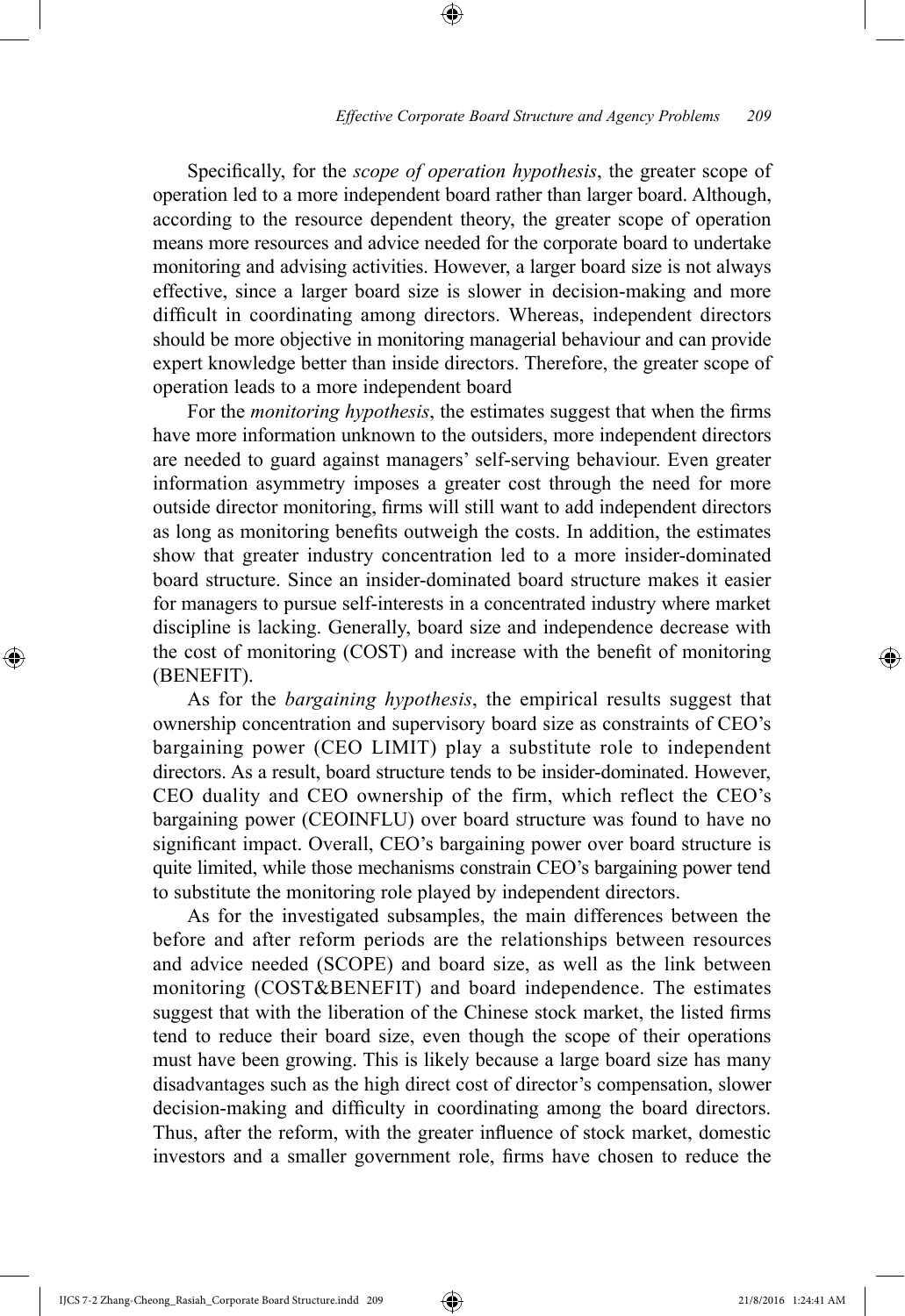Specifically, for the *scope of operation hypothesis*, the greater scope of operation led to a more independent board rather than larger board. Although, according to the resource dependent theory, the greater scope of operation means more resources and advice needed for the corporate board to undertake monitoring and advising activities. However, a larger board size is not always effective, since a larger board size is slower in decision-making and more difficult in coordinating among directors. Whereas, independent directors should be more objective in monitoring managerial behaviour and can provide expert knowledge better than inside directors. Therefore, the greater scope of operation leads to a more independent board

For the *monitoring hypothesis*, the estimates suggest that when the firms have more information unknown to the outsiders, more independent directors are needed to guard against managers' self-serving behaviour. Even greater information asymmetry imposes a greater cost through the need for more outside director monitoring, firms will still want to add independent directors as long as monitoring benefits outweigh the costs. In addition, the estimates show that greater industry concentration led to a more insider-dominated board structure. Since an insider-dominated board structure makes it easier for managers to pursue self-interests in a concentrated industry where market discipline is lacking. Generally, board size and independence decrease with the cost of monitoring (COST) and increase with the benefit of monitoring (BENEFIT).

As for the *bargaining hypothesis*, the empirical results suggest that ownership concentration and supervisory board size as constraints of CEO's bargaining power (CEO LIMIT) play a substitute role to independent directors. As a result, board structure tends to be insider-dominated. However, CEO duality and CEO ownership of the firm, which reflect the CEO's bargaining power (CEOINFLU) over board structure was found to have no significant impact. Overall, CEO's bargaining power over board structure is quite limited, while those mechanisms constrain CEO's bargaining power tend to substitute the monitoring role played by independent directors.

As for the investigated subsamples, the main differences between the before and after reform periods are the relationships between resources and advice needed (SCOPE) and board size, as well as the link between monitoring (COST&BENEFIT) and board independence. The estimates suggest that with the liberation of the Chinese stock market, the listed firms tend to reduce their board size, even though the scope of their operations must have been growing. This is likely because a large board size has many disadvantages such as the high direct cost of director's compensation, slower decision-making and difficulty in coordinating among the board directors. Thus, after the reform, with the greater influence of stock market, domestic investors and a smaller government role, firms have chosen to reduce the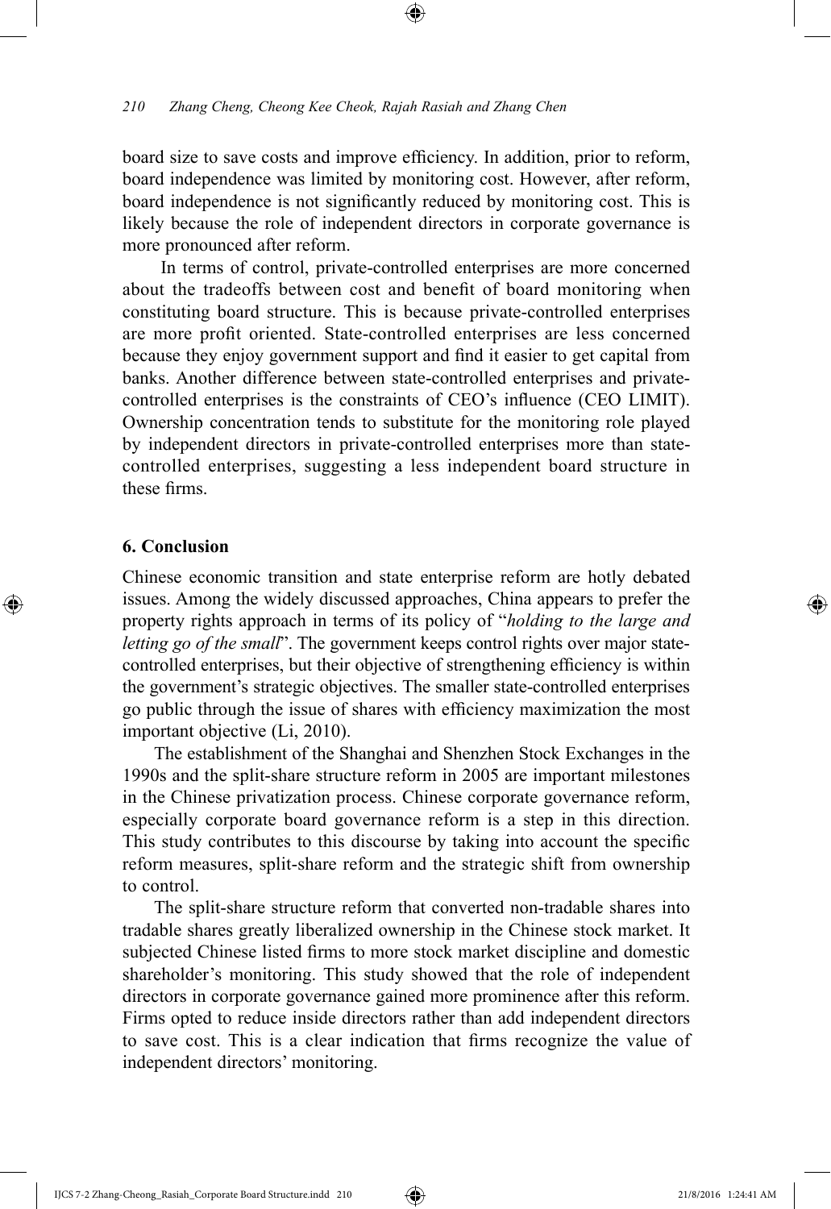board size to save costs and improve efficiency. In addition, prior to reform, board independence was limited by monitoring cost. However, after reform, board independence is not significantly reduced by monitoring cost. This is likely because the role of independent directors in corporate governance is more pronounced after reform.

In terms of control, private-controlled enterprises are more concerned about the tradeoffs between cost and benefit of board monitoring when constituting board structure. This is because private-controlled enterprises are more profit oriented. State-controlled enterprises are less concerned because they enjoy government support and find it easier to get capital from banks. Another difference between state-controlled enterprises and private-controlled enterprises is the constraints of CEO's influence (CEO LIMIT). Ownership concentration tends to substitute for the monitoring role played by independent directors in private-controlled enterprises more than state-controlled enterprises, suggesting a less independent board structure in these firms.

## 6. Conclusion

Chinese economic transition and state enterprise reform are hotly debated issues. Among the widely discussed approaches, China appears to prefer the property rights approach in terms of its policy of "*holding to the large and letting go of the small*". The government keeps control rights over major state-controlled enterprises, but their objective of strengthening efficiency is within the government's strategic objectives. The smaller state-controlled enterprises go public through the issue of shares with efficiency maximization the most important objective (Li, 2010).

The establishment of the Shanghai and Shenzhen Stock Exchanges in the 1990s and the split-share structure reform in 2005 are important milestones in the Chinese privatization process. Chinese corporate governance reform, especially corporate board governance reform is a step in this direction. This study contributes to this discourse by taking into account the specific reform measures, split-share reform and the strategic shift from ownership to control.

The split-share structure reform that converted non-tradable shares into tradable shares greatly liberalized ownership in the Chinese stock market. It subjected Chinese listed firms to more stock market discipline and domestic shareholder's monitoring. This study showed that the role of independent directors in corporate governance gained more prominence after this reform. Firms opted to reduce inside directors rather than add independent directors to save cost. This is a clear indication that firms recognize the value of independent directors' monitoring.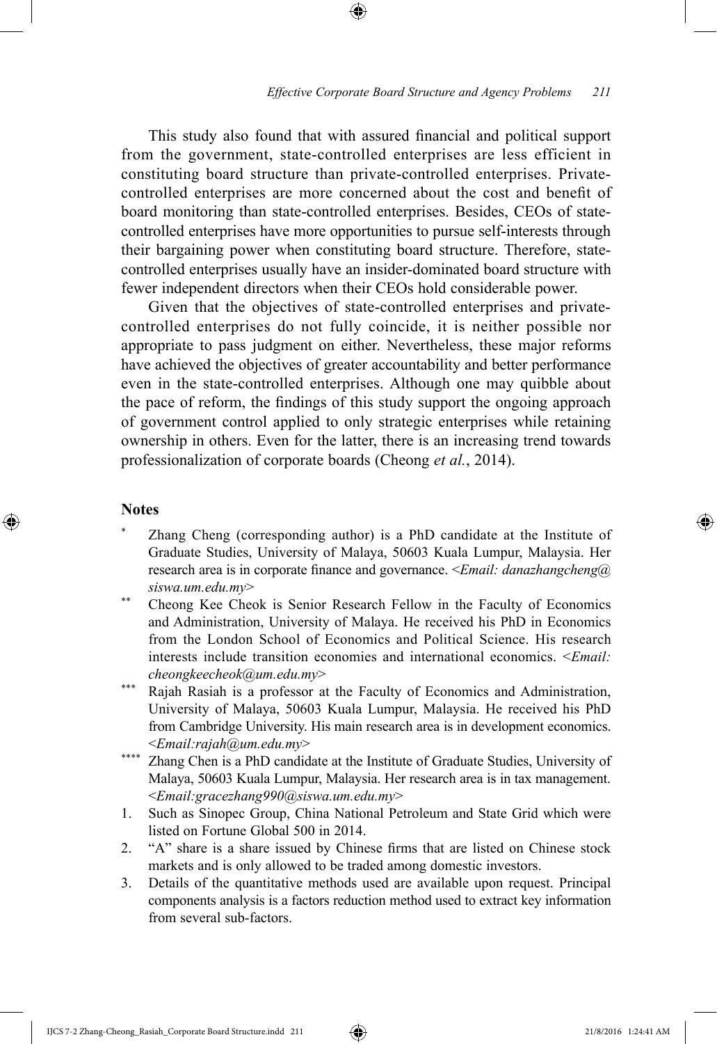This study also found that with assured financial and political support from the government, state-controlled enterprises are less efficient in constituting board structure than private-controlled enterprises. Private-controlled enterprises are more concerned about the cost and benefit of board monitoring than state-controlled enterprises. Besides, CEOs of state-controlled enterprises have more opportunities to pursue self-interests through their bargaining power when constituting board structure. Therefore, state-controlled enterprises usually have an insider-dominated board structure with fewer independent directors when their CEOs hold considerable power.

Given that the objectives of state-controlled enterprises and private-controlled enterprises do not fully coincide, it is neither possible nor appropriate to pass judgment on either. Nevertheless, these major reforms have achieved the objectives of greater accountability and better performance even in the state-controlled enterprises. Although one may quibble about the pace of reform, the findings of this study support the ongoing approach of government control applied to only strategic enterprises while retaining ownership in others. Even for the latter, there is an increasing trend towards professionalization of corporate boards (Cheong *et al.*, 2014).

## Notes

[*] Zhang Cheng (corresponding author) is a PhD candidate at the Institute of Graduate Studies, University of Malaya, 50603 Kuala Lumpur, Malaysia. Her research area is in corporate finance and governance. <*Email: danazhangcheng@siswa.um.edu.my*>

[**] Cheong Kee Cheok is Senior Research Fellow in the Faculty of Economics and Administration, University of Malaya. He received his PhD in Economics from the London School of Economics and Political Science. His research interests include transition economies and international economics. <*Email: cheongkeecheok@um.edu.my*>

[***] Rajah Rasiah is a professor at the Faculty of Economics and Administration, University of Malaya, 50603 Kuala Lumpur, Malaysia. He received his PhD from Cambridge University. His main research area is in development economics. <*Email:rajah@um.edu.my*>

[****] Zhang Chen is a PhD candidate at the Institute of Graduate Studies, University of Malaya, 50603 Kuala Lumpur, Malaysia. Her research area is in tax management. <*Email:gracezhang990@siswa.um.edu.my*>

1. Such as Sinopec Group, China National Petroleum and State Grid which were listed on Fortune Global 500 in 2014.
2. "A" share is a share issued by Chinese firms that are listed on Chinese stock markets and is only allowed to be traded among domestic investors.
3. Details of the quantitative methods used are available upon request. Principal components analysis is a factors reduction method used to extract key information from several sub-factors.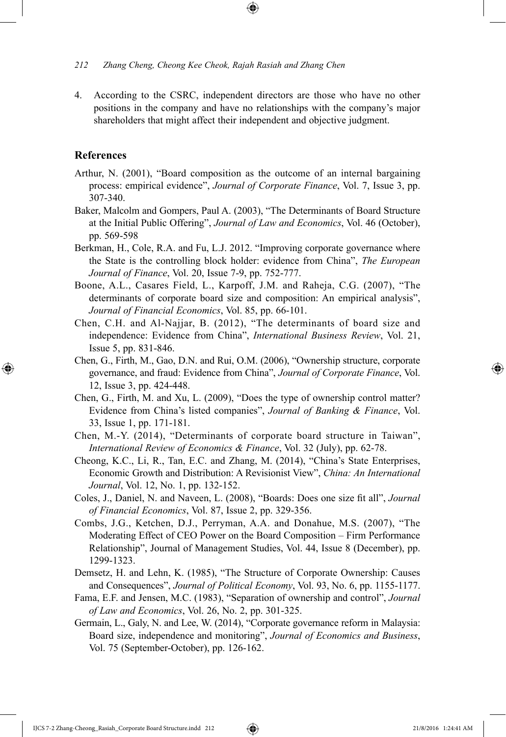4. According to the CSRC, independent directors are those who have no other positions in the company and have no relationships with the company's major shareholders that might affect their independent and objective judgment.

## References

Arthur, N. (2001), "Board composition as the outcome of an internal bargaining process: empirical evidence", *Journal of Corporate Finance*, Vol. 7, Issue 3, pp. 307-340.

Baker, Malcolm and Gompers, Paul A. (2003), "The Determinants of Board Structure at the Initial Public Offering", *Journal of Law and Economics*, Vol. 46 (October), pp. 569-598

Berkman, H., Cole, R.A. and Fu, L.J. 2012. "Improving corporate governance where the State is the controlling block holder: evidence from China", *The European Journal of Finance*, Vol. 20, Issue 7-9, pp. 752-777.

Boone, A.L., Casares Field, L., Karpoff, J.M. and Raheja, C.G. (2007), "The determinants of corporate board size and composition: An empirical analysis", *Journal of Financial Economics*, Vol. 85, pp. 66-101.

Chen, C.H. and Al-Najjar, B. (2012), "The determinants of board size and independence: Evidence from China", *International Business Review*, Vol. 21, Issue 5, pp. 831-846.

Chen, G., Firth, M., Gao, D.N. and Rui, O.M. (2006), "Ownership structure, corporate governance, and fraud: Evidence from China", *Journal of Corporate Finance*, Vol. 12, Issue 3, pp. 424-448.

Chen, G., Firth, M. and Xu, L. (2009), "Does the type of ownership control matter? Evidence from China's listed companies", *Journal of Banking & Finance*, Vol. 33, Issue 1, pp. 171-181.

Chen, M.-Y. (2014), "Determinants of corporate board structure in Taiwan", *International Review of Economics & Finance*, Vol. 32 (July), pp. 62-78.

Cheong, K.C., Li, R., Tan, E.C. and Zhang, M. (2014), "China's State Enterprises, Economic Growth and Distribution: A Revisionist View", *China: An International Journal*, Vol. 12, No. 1, pp. 132-152.

Coles, J., Daniel, N. and Naveen, L. (2008), "Boards: Does one size fit all", *Journal of Financial Economics*, Vol. 87, Issue 2, pp. 329-356.

Combs, J.G., Ketchen, D.J., Perryman, A.A. and Donahue, M.S. (2007), "The Moderating Effect of CEO Power on the Board Composition – Firm Performance Relationship", Journal of Management Studies, Vol. 44, Issue 8 (December), pp. 1299-1323.

Demsetz, H. and Lehn, K. (1985), "The Structure of Corporate Ownership: Causes and Consequences", *Journal of Political Economy*, Vol. 93, No. 6, pp. 1155-1177.

Fama, E.F. and Jensen, M.C. (1983), "Separation of ownership and control", *Journal of Law and Economics*, Vol. 26, No. 2, pp. 301-325.

Germain, L., Galy, N. and Lee, W. (2014), "Corporate governance reform in Malaysia: Board size, independence and monitoring", *Journal of Economics and Business*, Vol. 75 (September-October), pp. 126-162.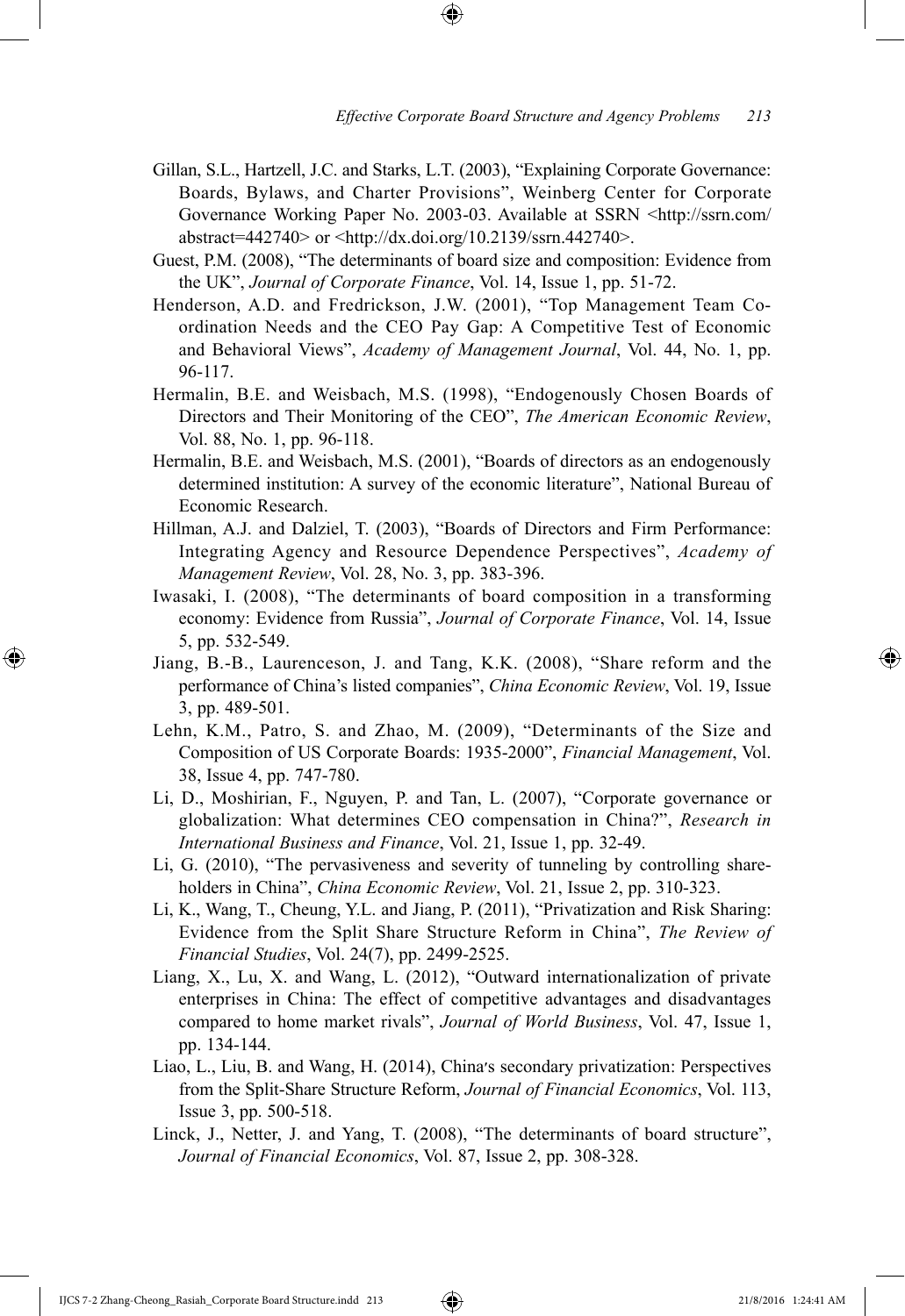Gillan, S.L., Hartzell, J.C. and Starks, L.T. (2003), "Explaining Corporate Governance: Boards, Bylaws, and Charter Provisions", Weinberg Center for Corporate Governance Working Paper No. 2003-03. Available at SSRN <http://ssrn.com/abstract=442740> or <http://dx.doi.org/10.2139/ssrn.442740>.

Guest, P.M. (2008), "The determinants of board size and composition: Evidence from the UK", *Journal of Corporate Finance*, Vol. 14, Issue 1, pp. 51-72.

Henderson, A.D. and Fredrickson, J.W. (2001), "Top Management Team Coordination Needs and the CEO Pay Gap: A Competitive Test of Economic and Behavioral Views", *Academy of Management Journal*, Vol. 44, No. 1, pp. 96-117.

Hermalin, B.E. and Weisbach, M.S. (1998), "Endogenously Chosen Boards of Directors and Their Monitoring of the CEO", *The American Economic Review*, Vol. 88, No. 1, pp. 96-118.

Hermalin, B.E. and Weisbach, M.S. (2001), "Boards of directors as an endogenously determined institution: A survey of the economic literature", National Bureau of Economic Research.

Hillman, A.J. and Dalziel, T. (2003), "Boards of Directors and Firm Performance: Integrating Agency and Resource Dependence Perspectives", *Academy of Management Review*, Vol. 28, No. 3, pp. 383-396.

Iwasaki, I. (2008), "The determinants of board composition in a transforming economy: Evidence from Russia", *Journal of Corporate Finance*, Vol. 14, Issue 5, pp. 532-549.

Jiang, B.-B., Laurenceson, J. and Tang, K.K. (2008), "Share reform and the performance of China's listed companies", *China Economic Review*, Vol. 19, Issue 3, pp. 489-501.

Lehn, K.M., Patro, S. and Zhao, M. (2009), "Determinants of the Size and Composition of US Corporate Boards: 1935-2000", *Financial Management*, Vol. 38, Issue 4, pp. 747-780.

Li, D., Moshirian, F., Nguyen, P. and Tan, L. (2007), "Corporate governance or globalization: What determines CEO compensation in China?", *Research in International Business and Finance*, Vol. 21, Issue 1, pp. 32-49.

Li, G. (2010), "The pervasiveness and severity of tunneling by controlling shareholders in China", *China Economic Review*, Vol. 21, Issue 2, pp. 310-323.

Li, K., Wang, T., Cheung, Y.L. and Jiang, P. (2011), "Privatization and Risk Sharing: Evidence from the Split Share Structure Reform in China", *The Review of Financial Studies*, Vol. 24(7), pp. 2499-2525.

Liang, X., Lu, X. and Wang, L. (2012), "Outward internationalization of private enterprises in China: The effect of competitive advantages and disadvantages compared to home market rivals", *Journal of World Business*, Vol. 47, Issue 1, pp. 134-144.

Liao, L., Liu, B. and Wang, H. (2014), China's secondary privatization: Perspectives from the Split-Share Structure Reform, *Journal of Financial Economics*, Vol. 113, Issue 3, pp. 500-518.

Linck, J., Netter, J. and Yang, T. (2008), "The determinants of board structure", *Journal of Financial Economics*, Vol. 87, Issue 2, pp. 308-328.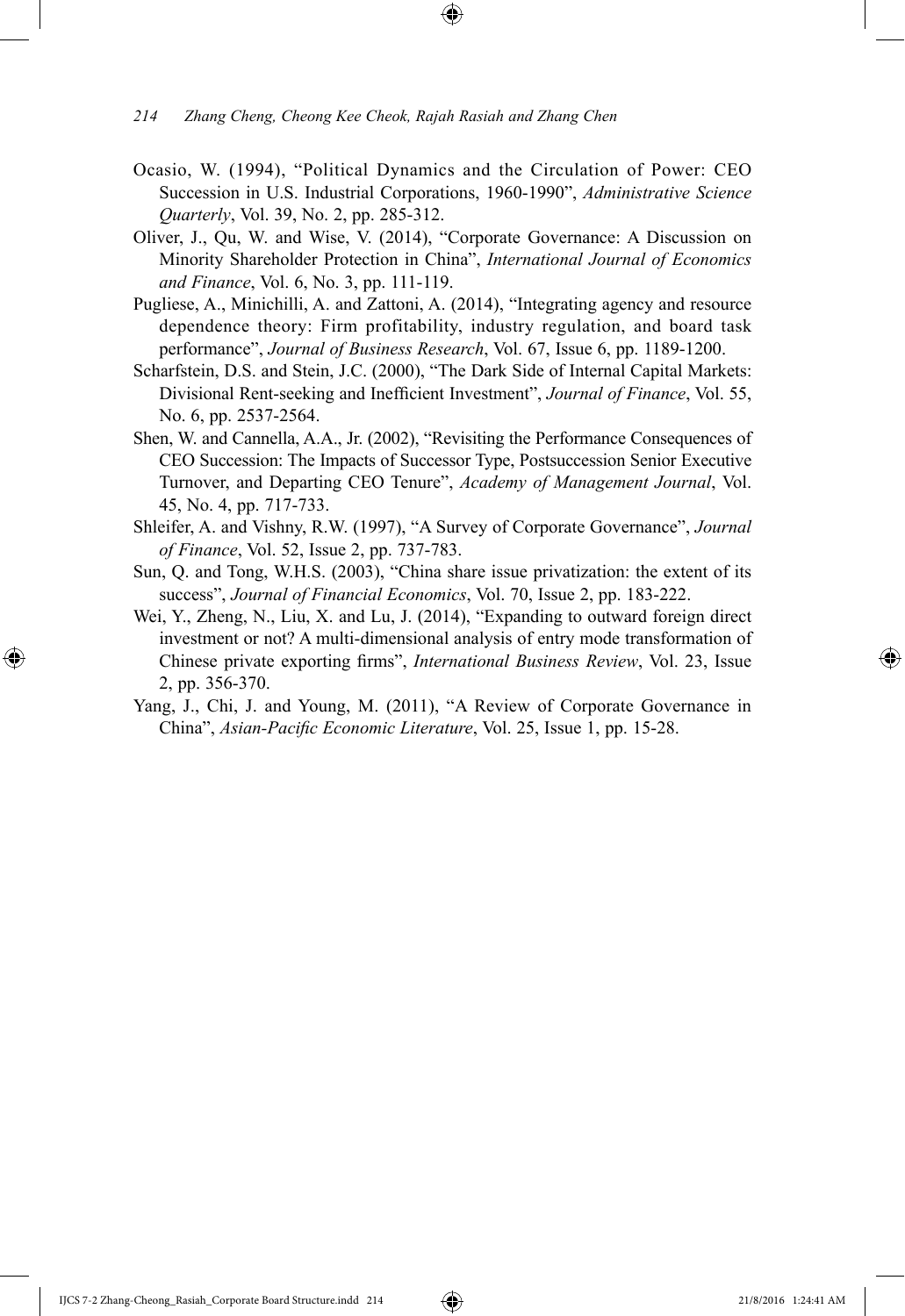Ocasio, W. (1994), "Political Dynamics and the Circulation of Power: CEO Succession in U.S. Industrial Corporations, 1960-1990", *Administrative Science Quarterly*, Vol. 39, No. 2, pp. 285-312.

Oliver, J., Qu, W. and Wise, V. (2014), "Corporate Governance: A Discussion on Minority Shareholder Protection in China", *International Journal of Economics and Finance*, Vol. 6, No. 3, pp. 111-119.

Pugliese, A., Minichilli, A. and Zattoni, A. (2014), "Integrating agency and resource dependence theory: Firm profitability, industry regulation, and board task performance", *Journal of Business Research*, Vol. 67, Issue 6, pp. 1189-1200.

Scharfstein, D.S. and Stein, J.C. (2000), "The Dark Side of Internal Capital Markets: Divisional Rent-seeking and Inefficient Investment", *Journal of Finance*, Vol. 55, No. 6, pp. 2537-2564.

Shen, W. and Cannella, A.A., Jr. (2002), "Revisiting the Performance Consequences of CEO Succession: The Impacts of Successor Type, Postsuccession Senior Executive Turnover, and Departing CEO Tenure", *Academy of Management Journal*, Vol. 45, No. 4, pp. 717-733.

Shleifer, A. and Vishny, R.W. (1997), "A Survey of Corporate Governance", *Journal of Finance*, Vol. 52, Issue 2, pp. 737-783.

Sun, Q. and Tong, W.H.S. (2003), "China share issue privatization: the extent of its success", *Journal of Financial Economics*, Vol. 70, Issue 2, pp. 183-222.

Wei, Y., Zheng, N., Liu, X. and Lu, J. (2014), "Expanding to outward foreign direct investment or not? A multi-dimensional analysis of entry mode transformation of Chinese private exporting firms", *International Business Review*, Vol. 23, Issue 2, pp. 356-370.

Yang, J., Chi, J. and Young, M. (2011), "A Review of Corporate Governance in China", *Asian-Pacific Economic Literature*, Vol. 25, Issue 1, pp. 15-28.